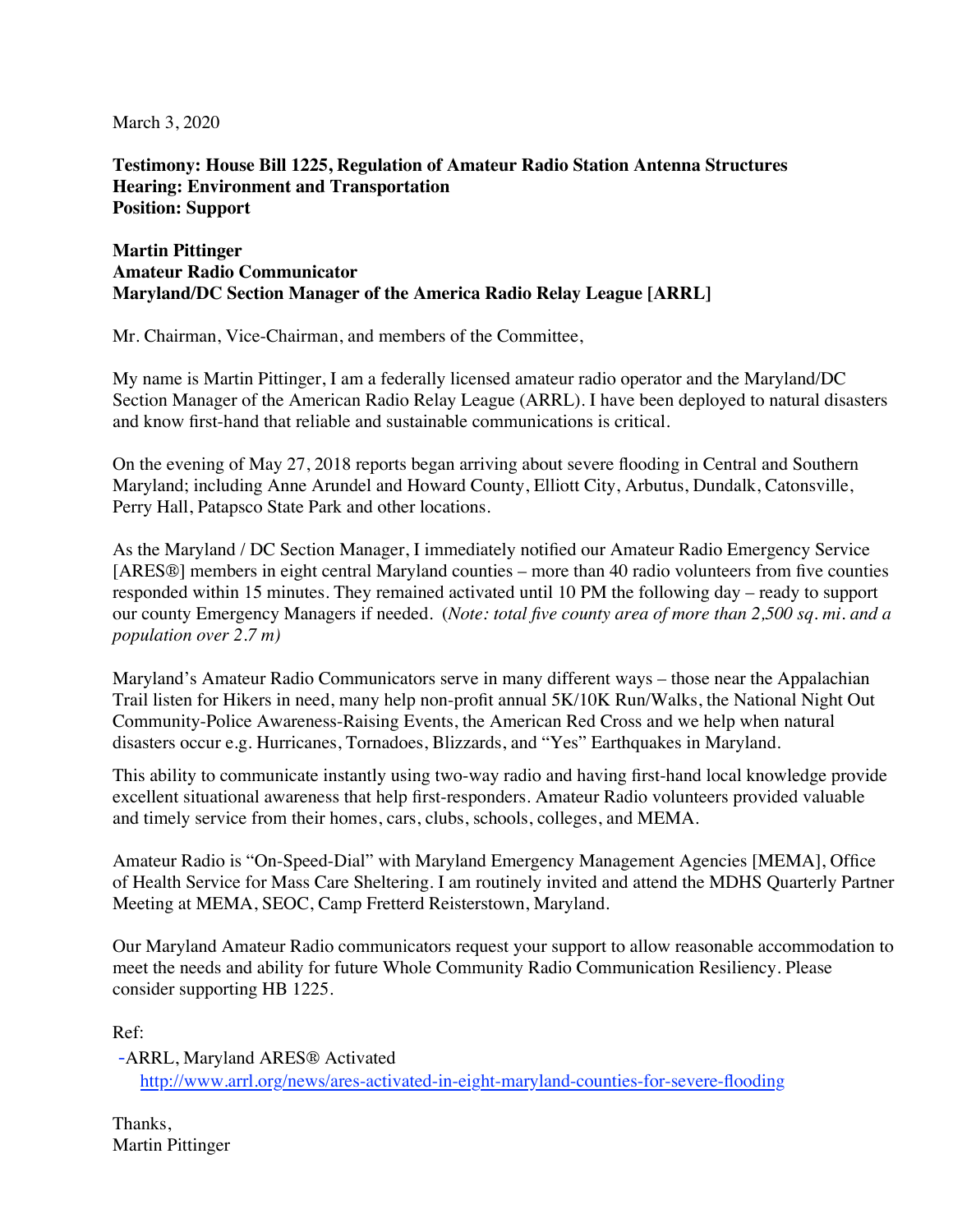March 3, 2020

**Testimony: House Bill 1225, Regulation of Amateur Radio Station Antenna Structures**
**Hearing: Environment and Transportation**
**Position: Support**

**Martin Pittinger**
**Amateur Radio Communicator**
**Maryland/DC Section Manager of the America Radio Relay League [ARRL]**

Mr. Chairman, Vice-Chairman, and members of the Committee,

My name is Martin Pittinger, I am a federally licensed amateur radio operator and the Maryland/DC Section Manager of the American Radio Relay League (ARRL). I have been deployed to natural disasters and know first-hand that reliable and sustainable communications is critical.

On the evening of May 27, 2018 reports began arriving about severe flooding in Central and Southern Maryland; including Anne Arundel and Howard County, Elliott City, Arbutus, Dundalk, Catonsville, Perry Hall, Patapsco State Park and other locations.

As the Maryland / DC Section Manager, I immediately notified our Amateur Radio Emergency Service [ARES®] members in eight central Maryland counties – more than 40 radio volunteers from five counties responded within 15 minutes. They remained activated until 10 PM the following day – ready to support our county Emergency Managers if needed. (*Note: total five county area of more than 2,500 sq. mi. and a population over 2.7 m)*

Maryland's Amateur Radio Communicators serve in many different ways – those near the Appalachian Trail listen for Hikers in need, many help non-profit annual 5K/10K Run/Walks, the National Night Out Community-Police Awareness-Raising Events, the American Red Cross and we help when natural disasters occur e.g. Hurricanes, Tornadoes, Blizzards, and "Yes" Earthquakes in Maryland.

This ability to communicate instantly using two-way radio and having first-hand local knowledge provide excellent situational awareness that help first-responders. Amateur Radio volunteers provided valuable and timely service from their homes, cars, clubs, schools, colleges, and MEMA.

Amateur Radio is "On-Speed-Dial" with Maryland Emergency Management Agencies [MEMA], Office of Health Service for Mass Care Sheltering. I am routinely invited and attend the MDHS Quarterly Partner Meeting at MEMA, SEOC, Camp Fretterd Reisterstown, Maryland.

Our Maryland Amateur Radio communicators request your support to allow reasonable accommodation to meet the needs and ability for future Whole Community Radio Communication Resiliency. Please consider supporting HB 1225.

Ref:

- ARRL, Maryland ARES® Activated
  http://www.arrl.org/news/ares-activated-in-eight-maryland-counties-for-severe-flooding

Thanks,
Martin Pittinger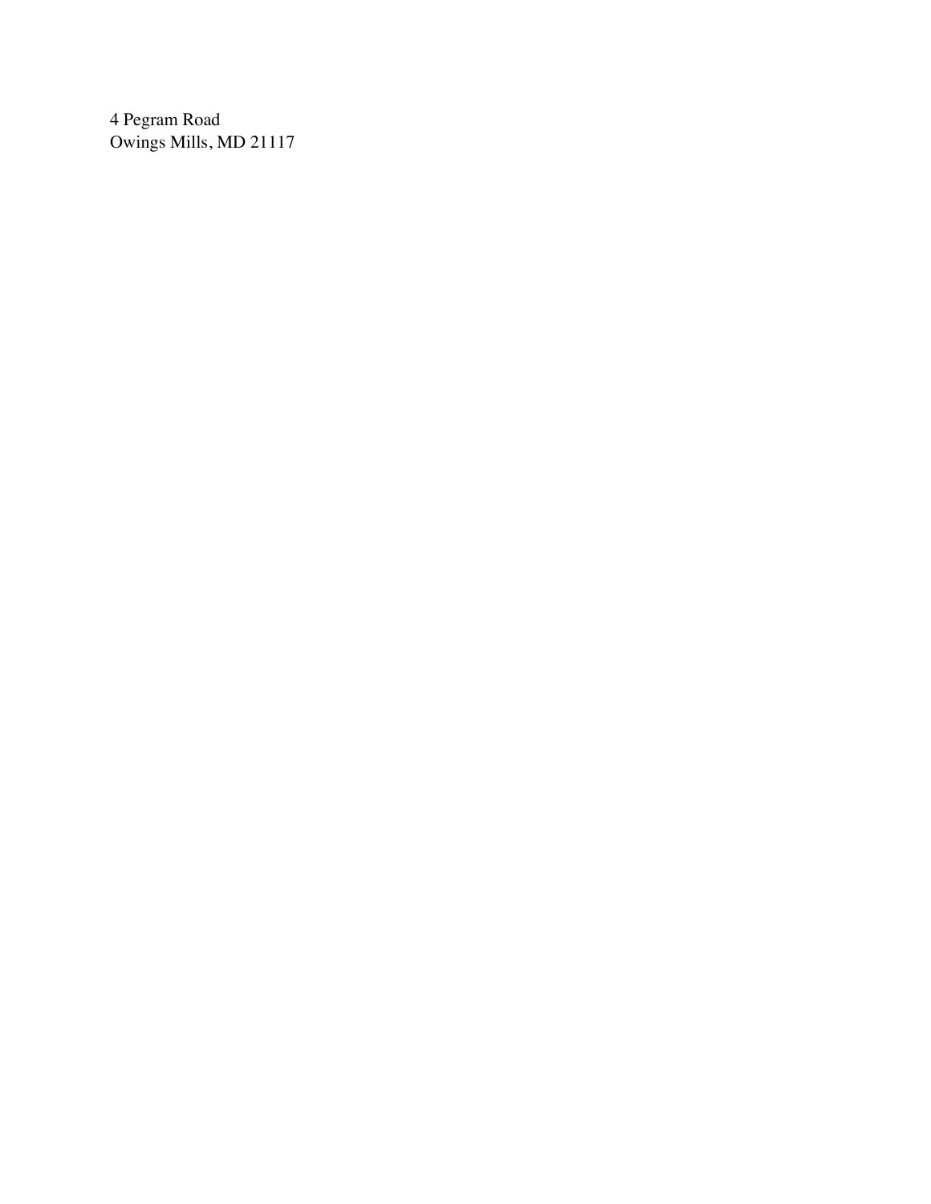4 Pegram Road
Owings Mills, MD 21117